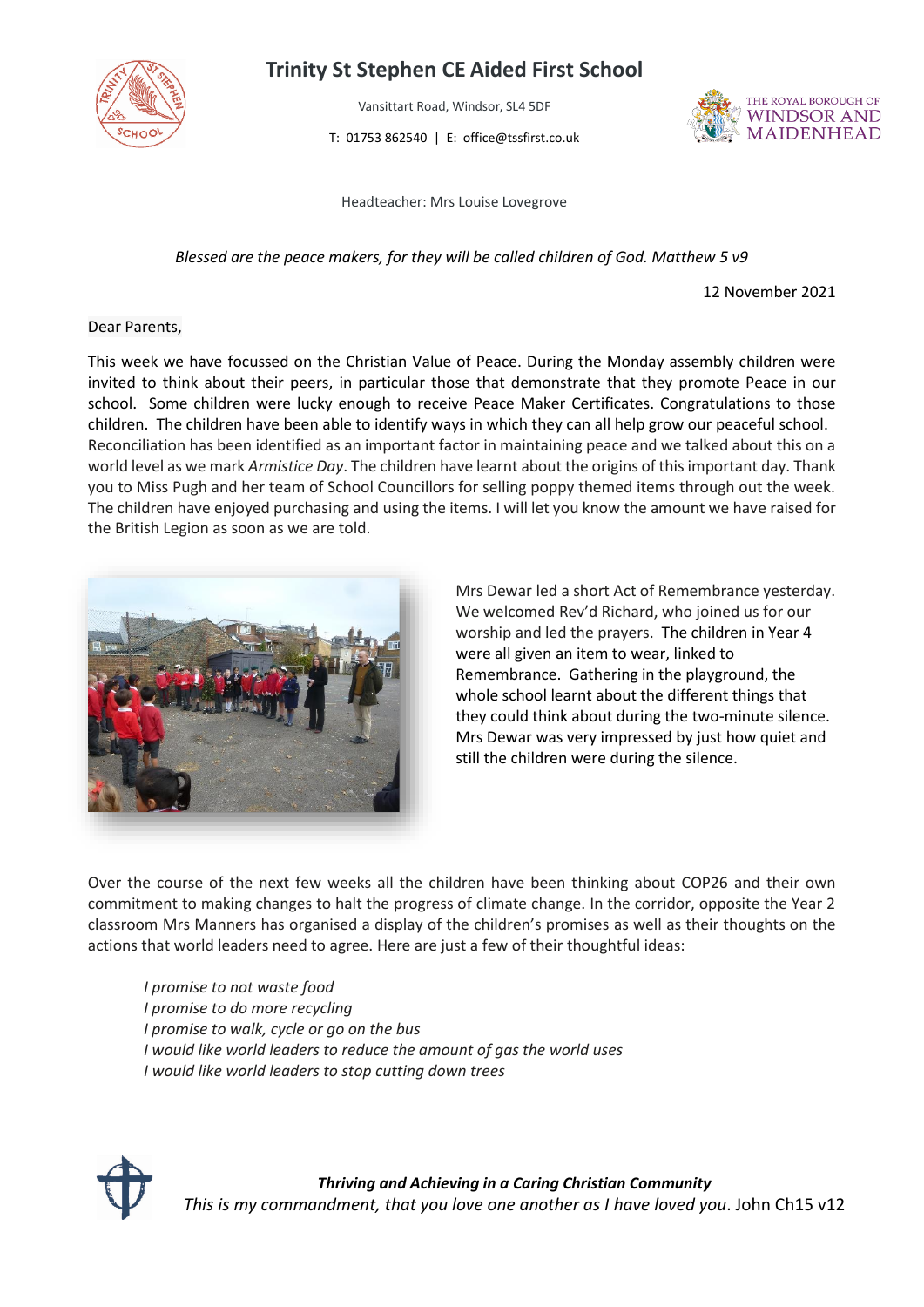# Trinity St Stephen CE Aided First School

Vansittart Road, Windsor, SL4 5DF

T: 01753 862540 | E: office@tssfirst.co.uk

Headteacher: Mrs Louise Lovegrove

*Blessed are the peace makers, for they will be called children of God. Matthew 5 v9*

12 November 2021

Dear Parents,

This week we have focussed on the Christian Value of Peace. During the Monday assembly children were invited to think about their peers, in particular those that demonstrate that they promote Peace in our school. Some children were lucky enough to receive Peace Maker Certificates. Congratulations to those children. The children have been able to identify ways in which they can all help grow our peaceful school. Reconciliation has been identified as an important factor in maintaining peace and we talked about this on a world level as we mark *Armistice Day*. The children have learnt about the origins of this important day. Thank you to Miss Pugh and her team of School Councillors for selling poppy themed items through out the week. The children have enjoyed purchasing and using the items. I will let you know the amount we have raised for the British Legion as soon as we are told.

Mrs Dewar led a short Act of Remembrance yesterday. We welcomed Rev'd Richard, who joined us for our worship and led the prayers. The children in Year 4 were all given an item to wear, linked to Remembrance. Gathering in the playground, the whole school learnt about the different things that they could think about during the two-minute silence. Mrs Dewar was very impressed by just how quiet and still the children were during the silence.

Over the course of the next few weeks all the children have been thinking about COP26 and their own commitment to making changes to halt the progress of climate change. In the corridor, opposite the Year 2 classroom Mrs Manners has organised a display of the children's promises as well as their thoughts on the actions that world leaders need to agree. Here are just a few of their thoughtful ideas:

*I promise to not waste food*
*I promise to do more recycling*
*I promise to walk, cycle or go on the bus*
*I would like world leaders to reduce the amount of gas the world uses*
*I would like world leaders to stop cutting down trees*

***Thriving and Achieving in a Caring Christian Community***
*This is my commandment, that you love one another as I have loved you*. John Ch15 v12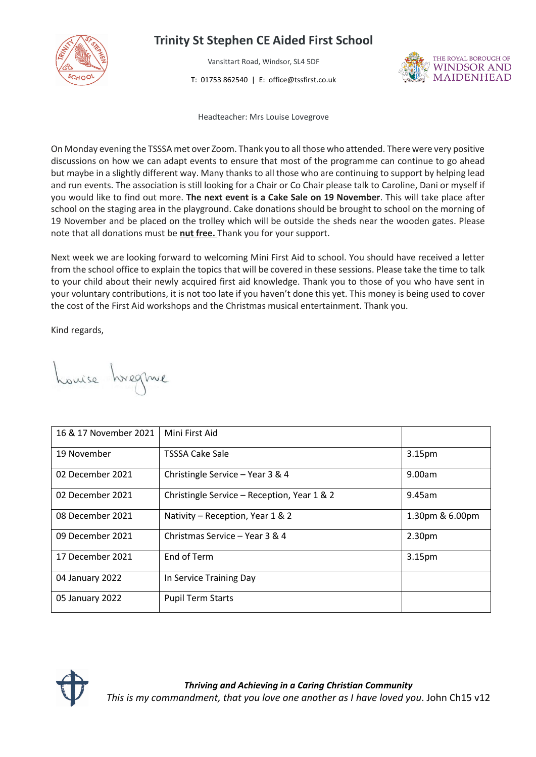# Trinity St Stephen CE Aided First School

Vansittart Road, Windsor, SL4 5DF

T: 01753 862540 | E: office@tssfirst.co.uk

Headteacher: Mrs Louise Lovegrove

On Monday evening the TSSSA met over Zoom. Thank you to all those who attended. There were very positive discussions on how we can adapt events to ensure that most of the programme can continue to go ahead but maybe in a slightly different way. Many thanks to all those who are continuing to support by helping lead and run events. The association is still looking for a Chair or Co Chair please talk to Caroline, Dani or myself if you would like to find out more. **The next event is a Cake Sale on 19 November**. This will take place after school on the staging area in the playground. Cake donations should be brought to school on the morning of 19 November and be placed on the trolley which will be outside the sheds near the wooden gates. Please note that all donations must be **nut free.** Thank you for your support.

Next week we are looking forward to welcoming Mini First Aid to school. You should have received a letter from the school office to explain the topics that will be covered in these sessions. Please take the time to talk to your child about their newly acquired first aid knowledge. Thank you to those of you who have sent in your voluntary contributions, it is not too late if you haven't done this yet. This money is being used to cover the cost of the First Aid workshops and the Christmas musical entertainment. Thank you.

Kind regards,

Louise Lovegrove

| | | |
|---|---|---|
| 16 & 17 November 2021 | Mini First Aid | |
| 19 November | TSSSA Cake Sale | 3.15pm |
| 02 December 2021 | Christingle Service – Year 3 & 4 | 9.00am |
| 02 December 2021 | Christingle Service – Reception, Year 1 & 2 | 9.45am |
| 08 December 2021 | Nativity – Reception, Year 1 & 2 | 1.30pm & 6.00pm |
| 09 December 2021 | Christmas Service – Year 3 & 4 | 2.30pm |
| 17 December 2021 | End of Term | 3.15pm |
| 04 January 2022 | In Service Training Day | |
| 05 January 2022 | Pupil Term Starts | |

***Thriving and Achieving in a Caring Christian Community***

*This is my commandment, that you love one another as I have loved you*. John Ch15 v12